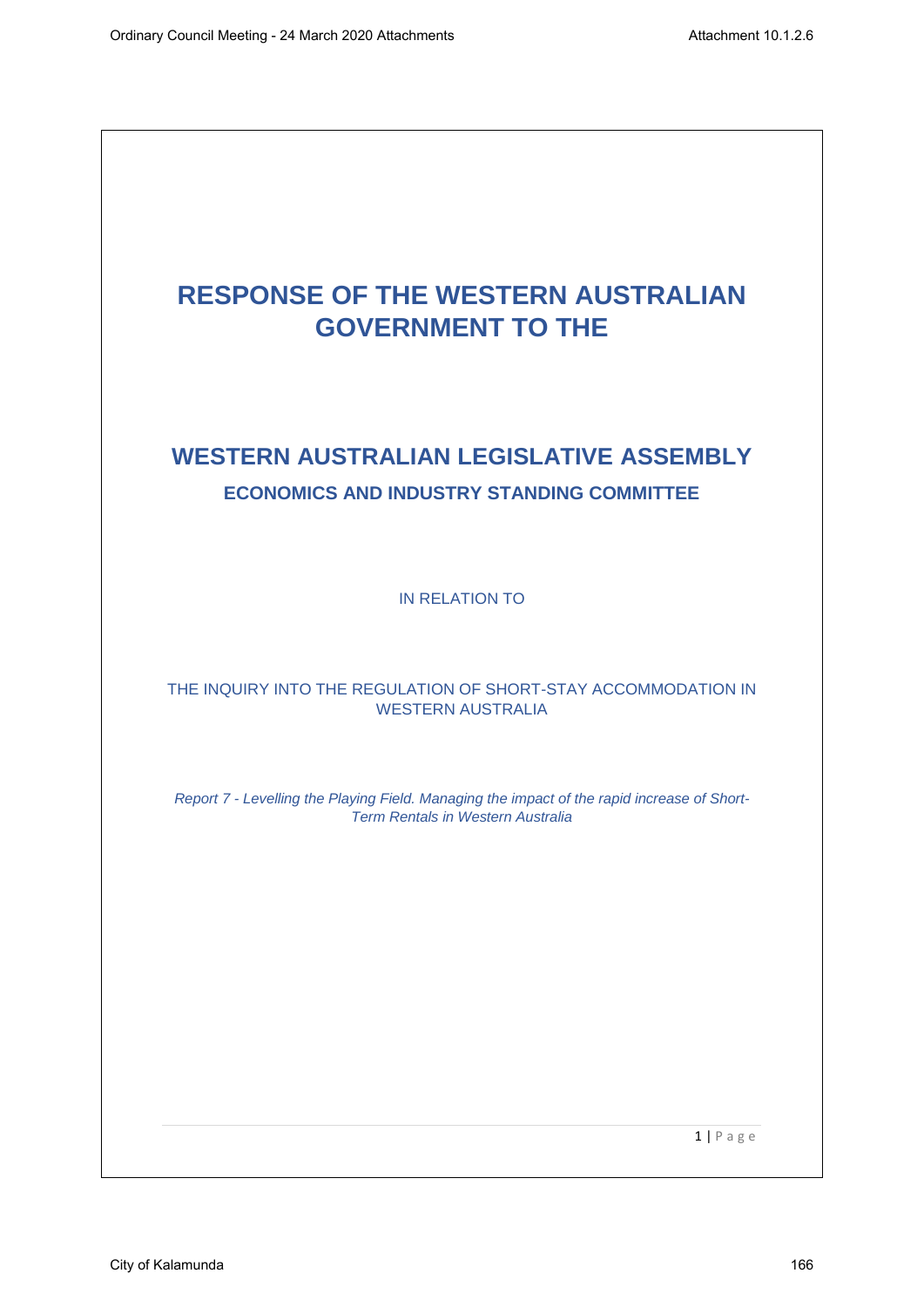# RESPONSE OF THE WESTERN AUSTRALIAN GOVERNMENT TO THE

## WESTERN AUSTRALIAN LEGISLATIVE ASSEMBLY

### ECONOMICS AND INDUSTRY STANDING COMMITTEE

IN RELATION TO

THE INQUIRY INTO THE REGULATION OF SHORT-STAY ACCOMMODATION IN WESTERN AUSTRALIA

*Report 7 - Levelling the Playing Field. Managing the impact of the rapid increase of Short-Term Rentals in Western Australia*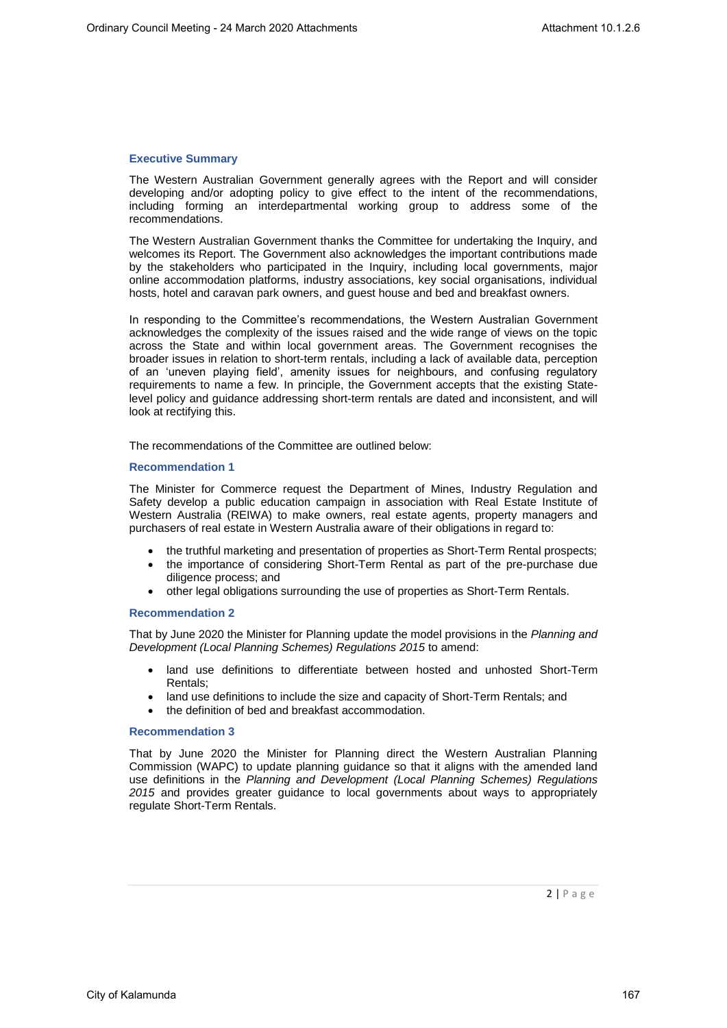## Executive Summary

The Western Australian Government generally agrees with the Report and will consider developing and/or adopting policy to give effect to the intent of the recommendations, including forming an interdepartmental working group to address some of the recommendations.

The Western Australian Government thanks the Committee for undertaking the Inquiry, and welcomes its Report. The Government also acknowledges the important contributions made by the stakeholders who participated in the Inquiry, including local governments, major online accommodation platforms, industry associations, key social organisations, individual hosts, hotel and caravan park owners, and guest house and bed and breakfast owners.

In responding to the Committee's recommendations, the Western Australian Government acknowledges the complexity of the issues raised and the wide range of views on the topic across the State and within local government areas. The Government recognises the broader issues in relation to short-term rentals, including a lack of available data, perception of an 'uneven playing field', amenity issues for neighbours, and confusing regulatory requirements to name a few. In principle, the Government accepts that the existing State-level policy and guidance addressing short-term rentals are dated and inconsistent, and will look at rectifying this.

The recommendations of the Committee are outlined below:

### Recommendation 1

The Minister for Commerce request the Department of Mines, Industry Regulation and Safety develop a public education campaign in association with Real Estate Institute of Western Australia (REIWA) to make owners, real estate agents, property managers and purchasers of real estate in Western Australia aware of their obligations in regard to:

- the truthful marketing and presentation of properties as Short-Term Rental prospects;
- the importance of considering Short-Term Rental as part of the pre-purchase due diligence process; and
- other legal obligations surrounding the use of properties as Short-Term Rentals.

### Recommendation 2

That by June 2020 the Minister for Planning update the model provisions in the *Planning and Development (Local Planning Schemes) Regulations 2015* to amend:

- land use definitions to differentiate between hosted and unhosted Short-Term Rentals;
- land use definitions to include the size and capacity of Short-Term Rentals; and
- the definition of bed and breakfast accommodation.

### Recommendation 3

That by June 2020 the Minister for Planning direct the Western Australian Planning Commission (WAPC) to update planning guidance so that it aligns with the amended land use definitions in the *Planning and Development (Local Planning Schemes) Regulations 2015* and provides greater guidance to local governments about ways to appropriately regulate Short-Term Rentals.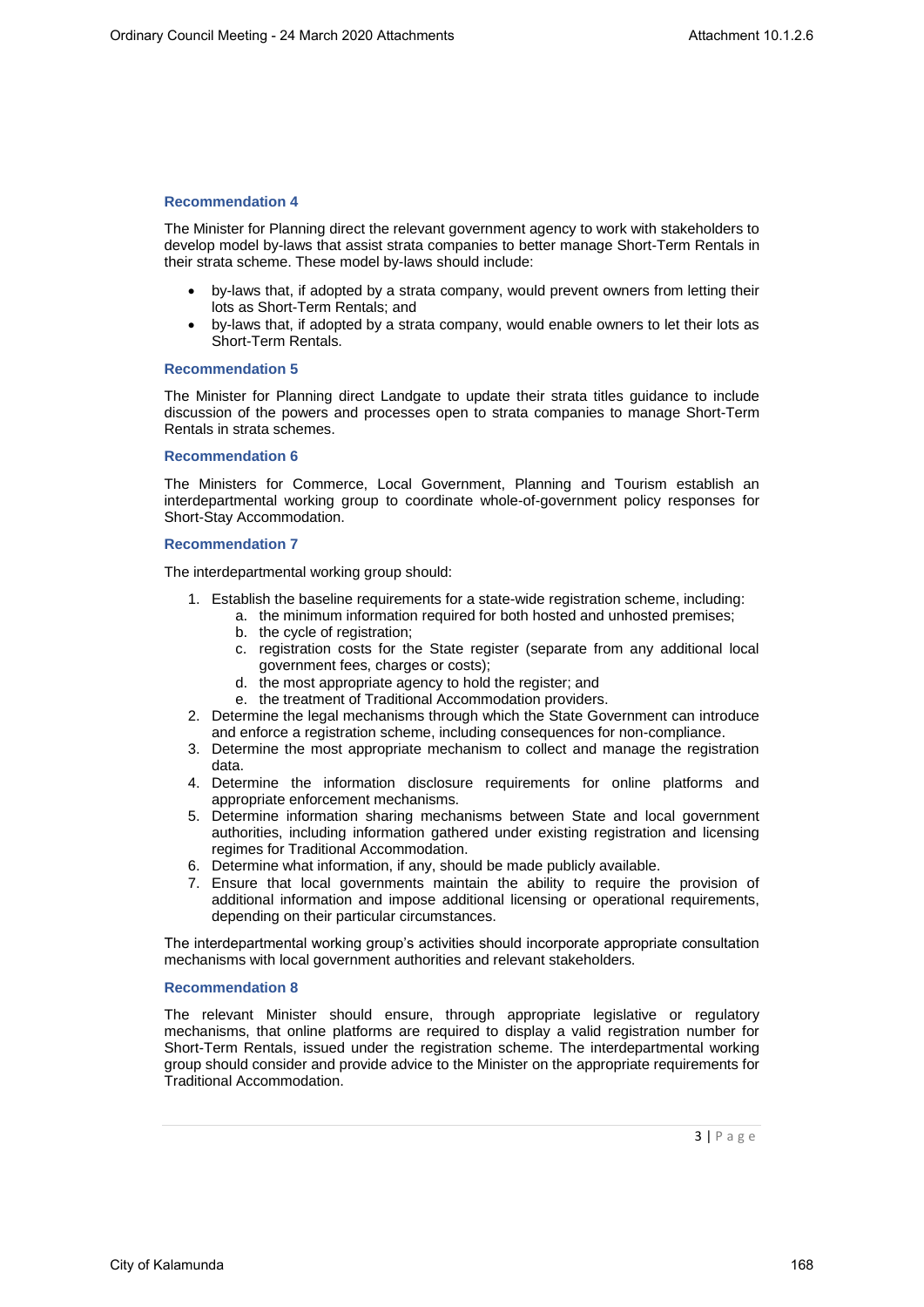### Recommendation 4

The Minister for Planning direct the relevant government agency to work with stakeholders to develop model by-laws that assist strata companies to better manage Short-Term Rentals in their strata scheme. These model by-laws should include:

- by-laws that, if adopted by a strata company, would prevent owners from letting their lots as Short-Term Rentals; and
- by-laws that, if adopted by a strata company, would enable owners to let their lots as Short-Term Rentals.

### Recommendation 5

The Minister for Planning direct Landgate to update their strata titles guidance to include discussion of the powers and processes open to strata companies to manage Short-Term Rentals in strata schemes.

### Recommendation 6

The Ministers for Commerce, Local Government, Planning and Tourism establish an interdepartmental working group to coordinate whole-of-government policy responses for Short-Stay Accommodation.

### Recommendation 7

The interdepartmental working group should:

1. Establish the baseline requirements for a state-wide registration scheme, including:
   a. the minimum information required for both hosted and unhosted premises;
   b. the cycle of registration;
   c. registration costs for the State register (separate from any additional local government fees, charges or costs);
   d. the most appropriate agency to hold the register; and
   e. the treatment of Traditional Accommodation providers.
2. Determine the legal mechanisms through which the State Government can introduce and enforce a registration scheme, including consequences for non-compliance.
3. Determine the most appropriate mechanism to collect and manage the registration data.
4. Determine the information disclosure requirements for online platforms and appropriate enforcement mechanisms.
5. Determine information sharing mechanisms between State and local government authorities, including information gathered under existing registration and licensing regimes for Traditional Accommodation.
6. Determine what information, if any, should be made publicly available.
7. Ensure that local governments maintain the ability to require the provision of additional information and impose additional licensing or operational requirements, depending on their particular circumstances.

The interdepartmental working group's activities should incorporate appropriate consultation mechanisms with local government authorities and relevant stakeholders.

### Recommendation 8

The relevant Minister should ensure, through appropriate legislative or regulatory mechanisms, that online platforms are required to display a valid registration number for Short-Term Rentals, issued under the registration scheme. The interdepartmental working group should consider and provide advice to the Minister on the appropriate requirements for Traditional Accommodation.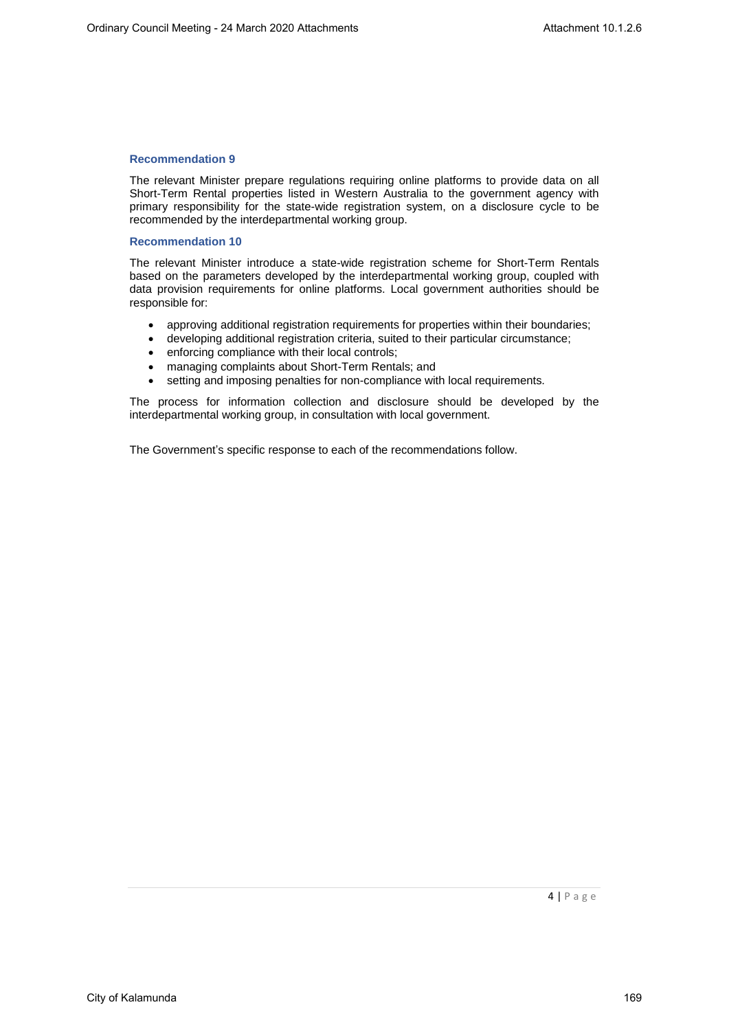### Recommendation 9

The relevant Minister prepare regulations requiring online platforms to provide data on all Short-Term Rental properties listed in Western Australia to the government agency with primary responsibility for the state-wide registration system, on a disclosure cycle to be recommended by the interdepartmental working group.

### Recommendation 10

The relevant Minister introduce a state-wide registration scheme for Short-Term Rentals based on the parameters developed by the interdepartmental working group, coupled with data provision requirements for online platforms. Local government authorities should be responsible for:

- approving additional registration requirements for properties within their boundaries;
- developing additional registration criteria, suited to their particular circumstance;
- enforcing compliance with their local controls;
- managing complaints about Short-Term Rentals; and
- setting and imposing penalties for non-compliance with local requirements.

The process for information collection and disclosure should be developed by the interdepartmental working group, in consultation with local government.

The Government's specific response to each of the recommendations follow.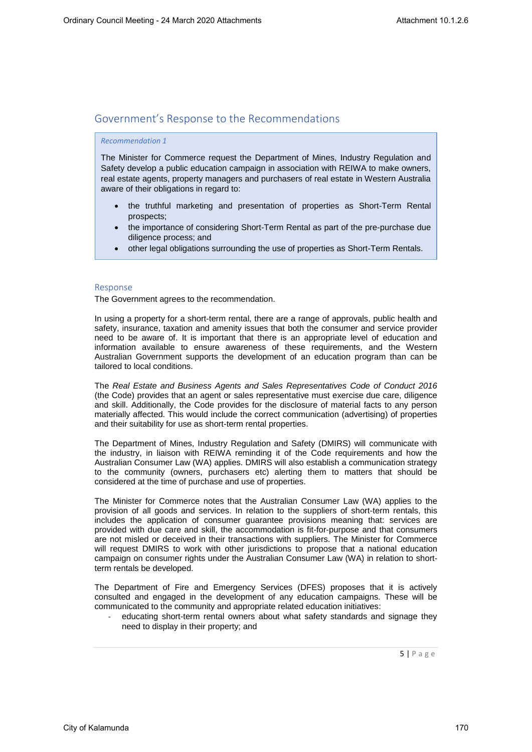## Government's Response to the Recommendations

> *Recommendation 1*
>
> The Minister for Commerce request the Department of Mines, Industry Regulation and Safety develop a public education campaign in association with REIWA to make owners, real estate agents, property managers and purchasers of real estate in Western Australia aware of their obligations in regard to:
>
> - the truthful marketing and presentation of properties as Short-Term Rental prospects;
> - the importance of considering Short-Term Rental as part of the pre-purchase due diligence process; and
> - other legal obligations surrounding the use of properties as Short-Term Rentals.

### Response

The Government agrees to the recommendation.

In using a property for a short-term rental, there are a range of approvals, public health and safety, insurance, taxation and amenity issues that both the consumer and service provider need to be aware of. It is important that there is an appropriate level of education and information available to ensure awareness of these requirements, and the Western Australian Government supports the development of an education program than can be tailored to local conditions.

The *Real Estate and Business Agents and Sales Representatives Code of Conduct 2016* (the Code) provides that an agent or sales representative must exercise due care, diligence and skill. Additionally, the Code provides for the disclosure of material facts to any person materially affected. This would include the correct communication (advertising) of properties and their suitability for use as short-term rental properties.

The Department of Mines, Industry Regulation and Safety (DMIRS) will communicate with the industry, in liaison with REIWA reminding it of the Code requirements and how the Australian Consumer Law (WA) applies. DMIRS will also establish a communication strategy to the community (owners, purchasers etc) alerting them to matters that should be considered at the time of purchase and use of properties.

The Minister for Commerce notes that the Australian Consumer Law (WA) applies to the provision of all goods and services. In relation to the suppliers of short-term rentals, this includes the application of consumer guarantee provisions meaning that: services are provided with due care and skill, the accommodation is fit-for-purpose and that consumers are not misled or deceived in their transactions with suppliers. The Minister for Commerce will request DMIRS to work with other jurisdictions to propose that a national education campaign on consumer rights under the Australian Consumer Law (WA) in relation to short-term rentals be developed.

The Department of Fire and Emergency Services (DFES) proposes that it is actively consulted and engaged in the development of any education campaigns. These will be communicated to the community and appropriate related education initiatives:

- educating short-term rental owners about what safety standards and signage they need to display in their property; and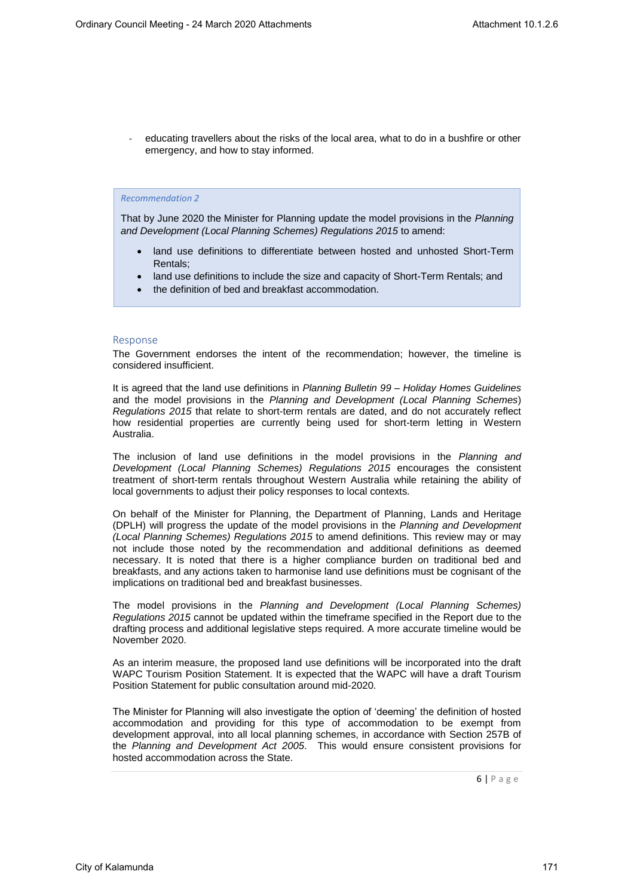- educating travellers about the risks of the local area, what to do in a bushfire or other emergency, and how to stay informed.

> *Recommendation 2*
>
> That by June 2020 the Minister for Planning update the model provisions in the *Planning and Development (Local Planning Schemes) Regulations 2015* to amend:
>
> - land use definitions to differentiate between hosted and unhosted Short-Term Rentals;
> - land use definitions to include the size and capacity of Short-Term Rentals; and
> - the definition of bed and breakfast accommodation.

### Response

The Government endorses the intent of the recommendation; however, the timeline is considered insufficient.

It is agreed that the land use definitions in *Planning Bulletin 99 – Holiday Homes Guidelines* and the model provisions in the *Planning and Development (Local Planning Schemes) Regulations 2015* that relate to short-term rentals are dated, and do not accurately reflect how residential properties are currently being used for short-term letting in Western Australia.

The inclusion of land use definitions in the model provisions in the *Planning and Development (Local Planning Schemes) Regulations 2015* encourages the consistent treatment of short-term rentals throughout Western Australia while retaining the ability of local governments to adjust their policy responses to local contexts.

On behalf of the Minister for Planning, the Department of Planning, Lands and Heritage (DPLH) will progress the update of the model provisions in the *Planning and Development (Local Planning Schemes) Regulations 2015* to amend definitions. This review may or may not include those noted by the recommendation and additional definitions as deemed necessary. It is noted that there is a higher compliance burden on traditional bed and breakfasts, and any actions taken to harmonise land use definitions must be cognisant of the implications on traditional bed and breakfast businesses.

The model provisions in the *Planning and Development (Local Planning Schemes) Regulations 2015* cannot be updated within the timeframe specified in the Report due to the drafting process and additional legislative steps required. A more accurate timeline would be November 2020.

As an interim measure, the proposed land use definitions will be incorporated into the draft WAPC Tourism Position Statement. It is expected that the WAPC will have a draft Tourism Position Statement for public consultation around mid-2020.

The Minister for Planning will also investigate the option of 'deeming' the definition of hosted accommodation and providing for this type of accommodation to be exempt from development approval, into all local planning schemes, in accordance with Section 257B of the *Planning and Development Act 2005*. This would ensure consistent provisions for hosted accommodation across the State.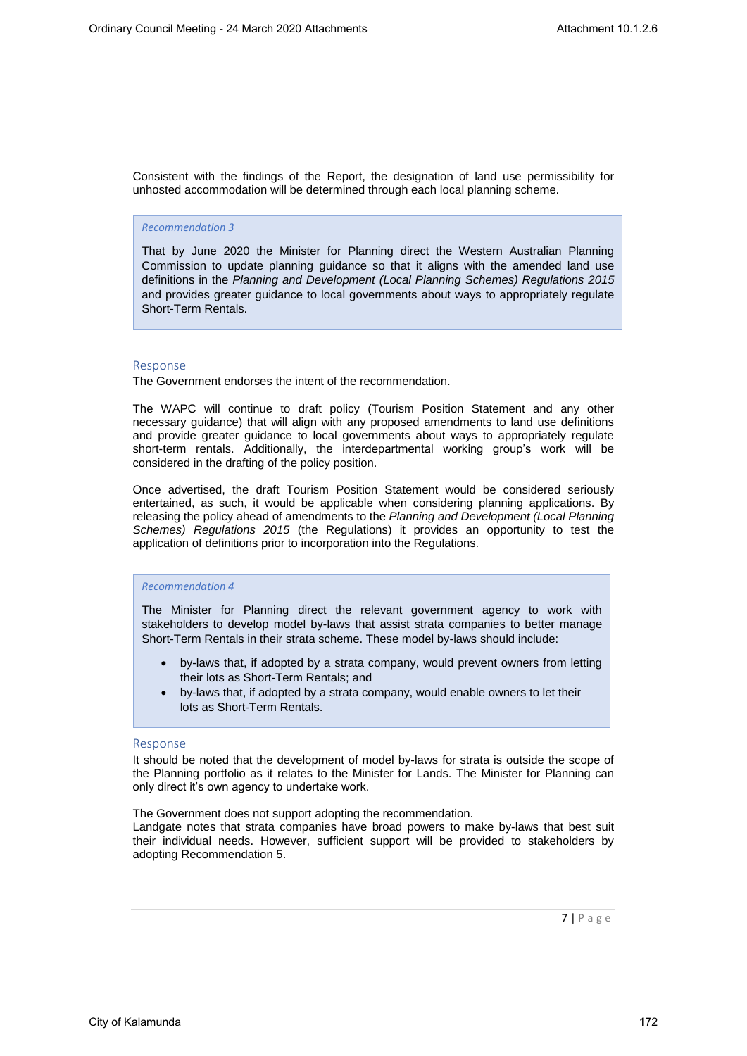Consistent with the findings of the Report, the designation of land use permissibility for unhosted accommodation will be determined through each local planning scheme.

> *Recommendation 3*
>
> That by June 2020 the Minister for Planning direct the Western Australian Planning Commission to update planning guidance so that it aligns with the amended land use definitions in the *Planning and Development (Local Planning Schemes) Regulations 2015* and provides greater guidance to local governments about ways to appropriately regulate Short-Term Rentals.

### Response

The Government endorses the intent of the recommendation.

The WAPC will continue to draft policy (Tourism Position Statement and any other necessary guidance) that will align with any proposed amendments to land use definitions and provide greater guidance to local governments about ways to appropriately regulate short-term rentals. Additionally, the interdepartmental working group's work will be considered in the drafting of the policy position.

Once advertised, the draft Tourism Position Statement would be considered seriously entertained, as such, it would be applicable when considering planning applications. By releasing the policy ahead of amendments to the *Planning and Development (Local Planning Schemes) Regulations 2015* (the Regulations) it provides an opportunity to test the application of definitions prior to incorporation into the Regulations.

> *Recommendation 4*
>
> The Minister for Planning direct the relevant government agency to work with stakeholders to develop model by-laws that assist strata companies to better manage Short-Term Rentals in their strata scheme. These model by-laws should include:
>
> - by-laws that, if adopted by a strata company, would prevent owners from letting their lots as Short-Term Rentals; and
> - by-laws that, if adopted by a strata company, would enable owners to let their lots as Short-Term Rentals.

### Response

It should be noted that the development of model by-laws for strata is outside the scope of the Planning portfolio as it relates to the Minister for Lands. The Minister for Planning can only direct it's own agency to undertake work.

The Government does not support adopting the recommendation.
Landgate notes that strata companies have broad powers to make by-laws that best suit their individual needs. However, sufficient support will be provided to stakeholders by adopting Recommendation 5.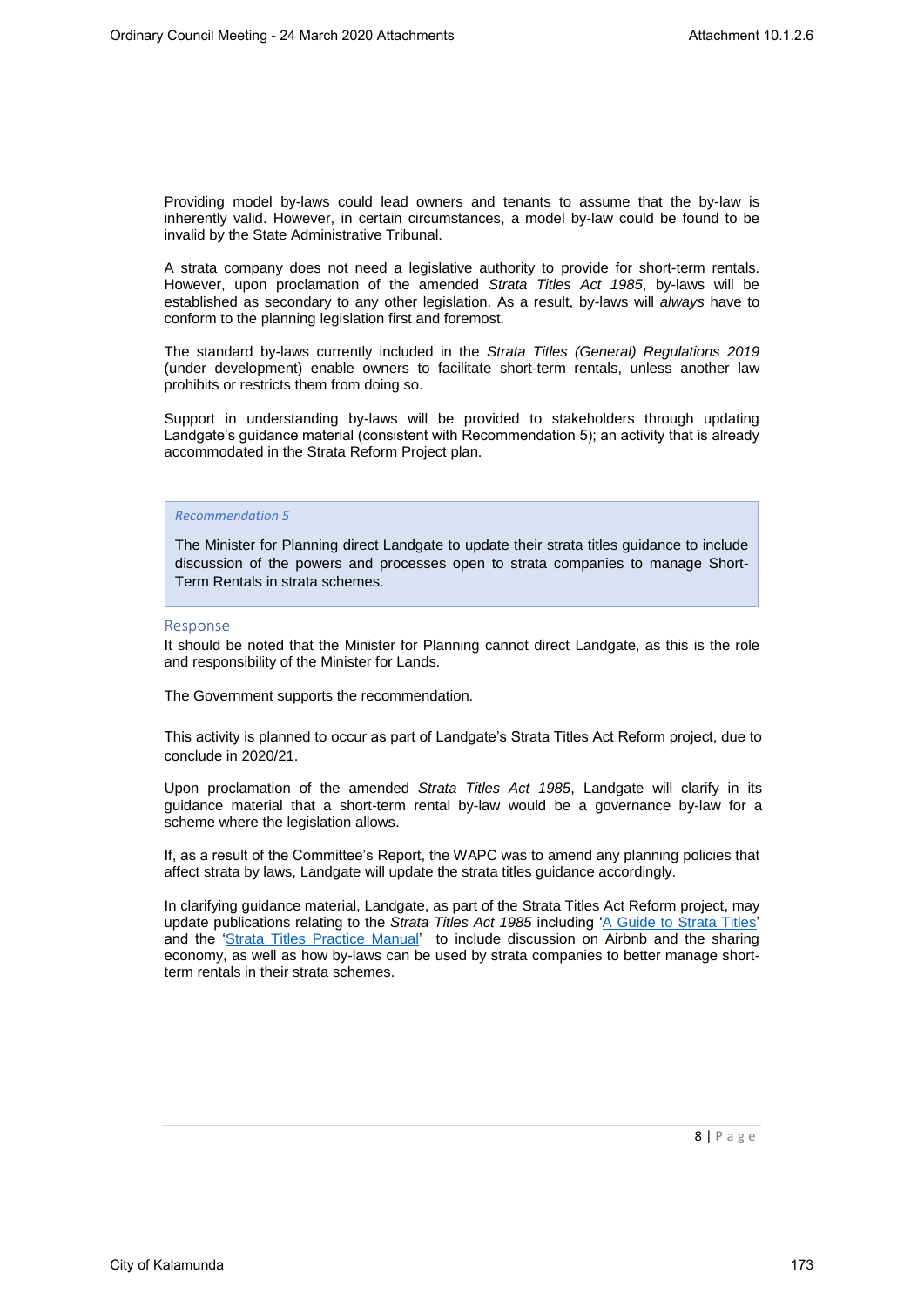Providing model by-laws could lead owners and tenants to assume that the by-law is inherently valid. However, in certain circumstances, a model by-law could be found to be invalid by the State Administrative Tribunal.

A strata company does not need a legislative authority to provide for short-term rentals. However, upon proclamation of the amended *Strata Titles Act 1985*, by-laws will be established as secondary to any other legislation. As a result, by-laws will *always* have to conform to the planning legislation first and foremost.

The standard by-laws currently included in the *Strata Titles (General) Regulations 2019* (under development) enable owners to facilitate short-term rentals, unless another law prohibits or restricts them from doing so.

Support in understanding by-laws will be provided to stakeholders through updating Landgate's guidance material (consistent with Recommendation 5); an activity that is already accommodated in the Strata Reform Project plan.

> *Recommendation 5*
>
> The Minister for Planning direct Landgate to update their strata titles guidance to include discussion of the powers and processes open to strata companies to manage Short-Term Rentals in strata schemes.

### Response

It should be noted that the Minister for Planning cannot direct Landgate, as this is the role and responsibility of the Minister for Lands.

The Government supports the recommendation.

This activity is planned to occur as part of Landgate's Strata Titles Act Reform project, due to conclude in 2020/21.

Upon proclamation of the amended *Strata Titles Act 1985*, Landgate will clarify in its guidance material that a short-term rental by-law would be a governance by-law for a scheme where the legislation allows.

If, as a result of the Committee's Report, the WAPC was to amend any planning policies that affect strata by laws, Landgate will update the strata titles guidance accordingly.

In clarifying guidance material, Landgate, as part of the Strata Titles Act Reform project, may update publications relating to the *Strata Titles Act 1985* including 'A Guide to Strata Titles' and the 'Strata Titles Practice Manual' to include discussion on Airbnb and the sharing economy, as well as how by-laws can be used by strata companies to better manage short-term rentals in their strata schemes.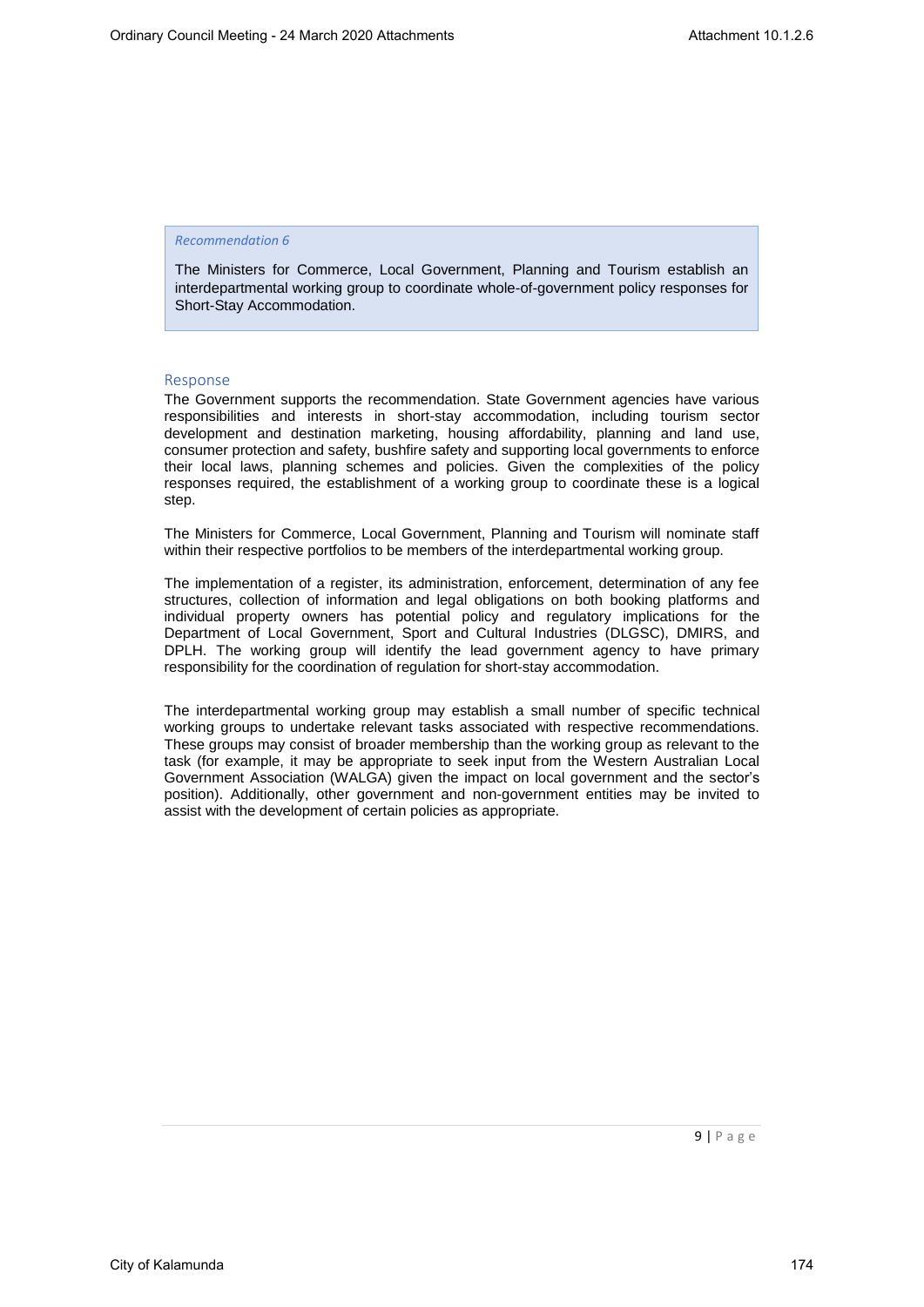*Recommendation 6*

The Ministers for Commerce, Local Government, Planning and Tourism establish an interdepartmental working group to coordinate whole-of-government policy responses for Short-Stay Accommodation.

## Response

The Government supports the recommendation. State Government agencies have various responsibilities and interests in short-stay accommodation, including tourism sector development and destination marketing, housing affordability, planning and land use, consumer protection and safety, bushfire safety and supporting local governments to enforce their local laws, planning schemes and policies. Given the complexities of the policy responses required, the establishment of a working group to coordinate these is a logical step.

The Ministers for Commerce, Local Government, Planning and Tourism will nominate staff within their respective portfolios to be members of the interdepartmental working group.

The implementation of a register, its administration, enforcement, determination of any fee structures, collection of information and legal obligations on both booking platforms and individual property owners has potential policy and regulatory implications for the Department of Local Government, Sport and Cultural Industries (DLGSC), DMIRS, and DPLH. The working group will identify the lead government agency to have primary responsibility for the coordination of regulation for short-stay accommodation.

The interdepartmental working group may establish a small number of specific technical working groups to undertake relevant tasks associated with respective recommendations. These groups may consist of broader membership than the working group as relevant to the task (for example, it may be appropriate to seek input from the Western Australian Local Government Association (WALGA) given the impact on local government and the sector's position). Additionally, other government and non-government entities may be invited to assist with the development of certain policies as appropriate.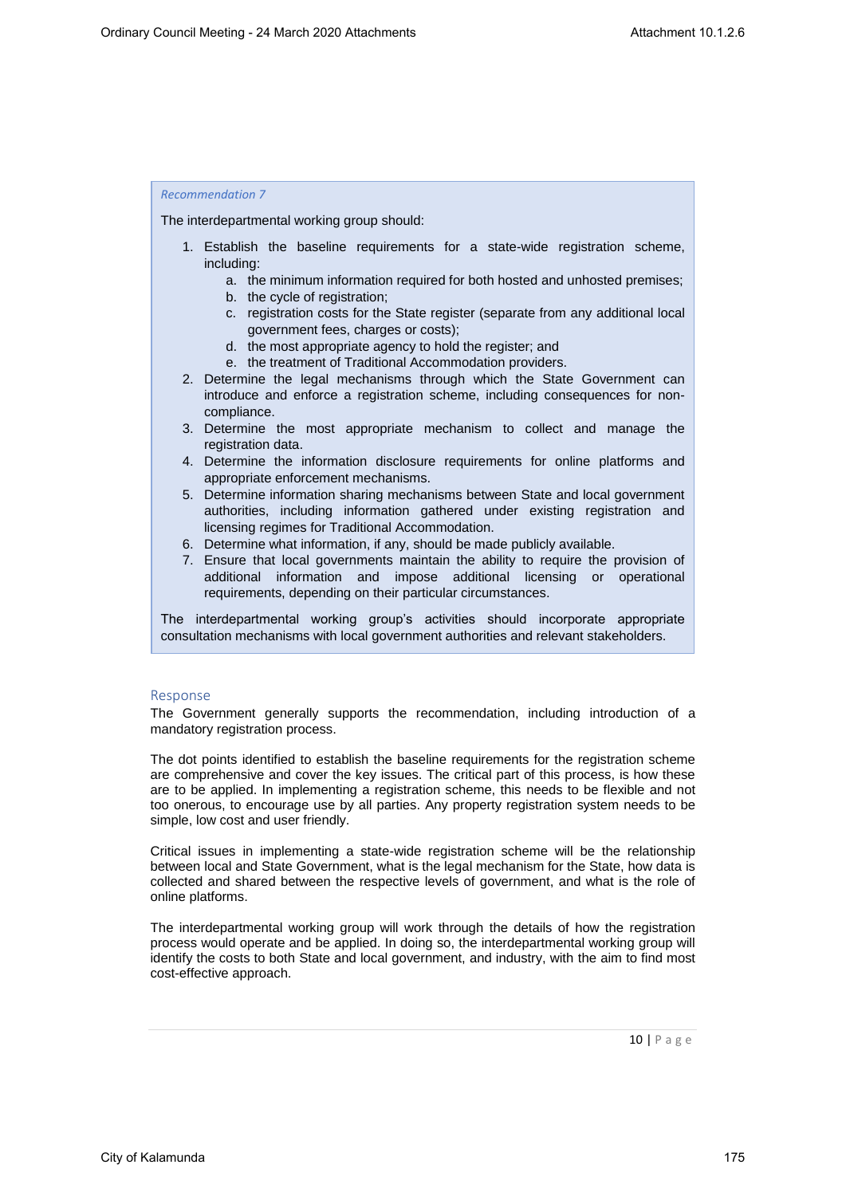*Recommendation 7*

The interdepartmental working group should:

1. Establish the baseline requirements for a state-wide registration scheme, including:
   a. the minimum information required for both hosted and unhosted premises;
   b. the cycle of registration;
   c. registration costs for the State register (separate from any additional local government fees, charges or costs);
   d. the most appropriate agency to hold the register; and
   e. the treatment of Traditional Accommodation providers.
2. Determine the legal mechanisms through which the State Government can introduce and enforce a registration scheme, including consequences for non-compliance.
3. Determine the most appropriate mechanism to collect and manage the registration data.
4. Determine the information disclosure requirements for online platforms and appropriate enforcement mechanisms.
5. Determine information sharing mechanisms between State and local government authorities, including information gathered under existing registration and licensing regimes for Traditional Accommodation.
6. Determine what information, if any, should be made publicly available.
7. Ensure that local governments maintain the ability to require the provision of additional information and impose additional licensing or operational requirements, depending on their particular circumstances.

The interdepartmental working group's activities should incorporate appropriate consultation mechanisms with local government authorities and relevant stakeholders.

## Response

The Government generally supports the recommendation, including introduction of a mandatory registration process.

The dot points identified to establish the baseline requirements for the registration scheme are comprehensive and cover the key issues. The critical part of this process, is how these are to be applied. In implementing a registration scheme, this needs to be flexible and not too onerous, to encourage use by all parties. Any property registration system needs to be simple, low cost and user friendly.

Critical issues in implementing a state-wide registration scheme will be the relationship between local and State Government, what is the legal mechanism for the State, how data is collected and shared between the respective levels of government, and what is the role of online platforms.

The interdepartmental working group will work through the details of how the registration process would operate and be applied. In doing so, the interdepartmental working group will identify the costs to both State and local government, and industry, with the aim to find most cost-effective approach.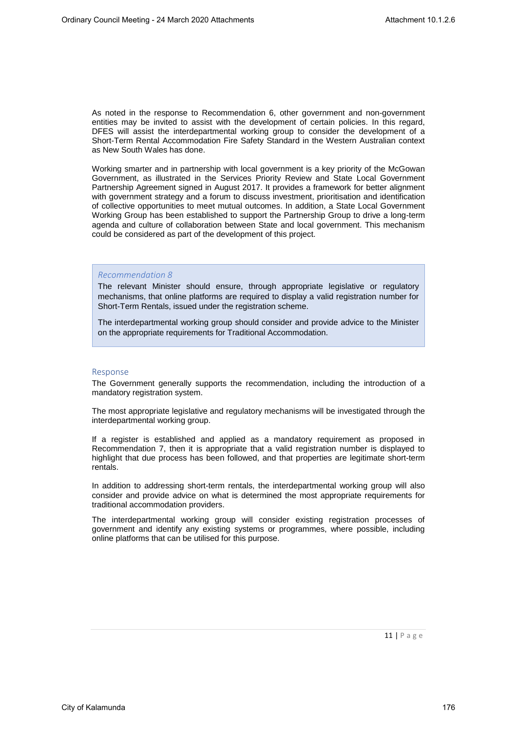As noted in the response to Recommendation 6, other government and non-government entities may be invited to assist with the development of certain policies. In this regard, DFES will assist the interdepartmental working group to consider the development of a Short-Term Rental Accommodation Fire Safety Standard in the Western Australian context as New South Wales has done.

Working smarter and in partnership with local government is a key priority of the McGowan Government, as illustrated in the Services Priority Review and State Local Government Partnership Agreement signed in August 2017. It provides a framework for better alignment with government strategy and a forum to discuss investment, prioritisation and identification of collective opportunities to meet mutual outcomes. In addition, a State Local Government Working Group has been established to support the Partnership Group to drive a long-term agenda and culture of collaboration between State and local government. This mechanism could be considered as part of the development of this project.

*Recommendation 8*

The relevant Minister should ensure, through appropriate legislative or regulatory mechanisms, that online platforms are required to display a valid registration number for Short-Term Rentals, issued under the registration scheme.

The interdepartmental working group should consider and provide advice to the Minister on the appropriate requirements for Traditional Accommodation.

### Response

The Government generally supports the recommendation, including the introduction of a mandatory registration system.

The most appropriate legislative and regulatory mechanisms will be investigated through the interdepartmental working group.

If a register is established and applied as a mandatory requirement as proposed in Recommendation 7, then it is appropriate that a valid registration number is displayed to highlight that due process has been followed, and that properties are legitimate short-term rentals.

In addition to addressing short-term rentals, the interdepartmental working group will also consider and provide advice on what is determined the most appropriate requirements for traditional accommodation providers.

The interdepartmental working group will consider existing registration processes of government and identify any existing systems or programmes, where possible, including online platforms that can be utilised for this purpose.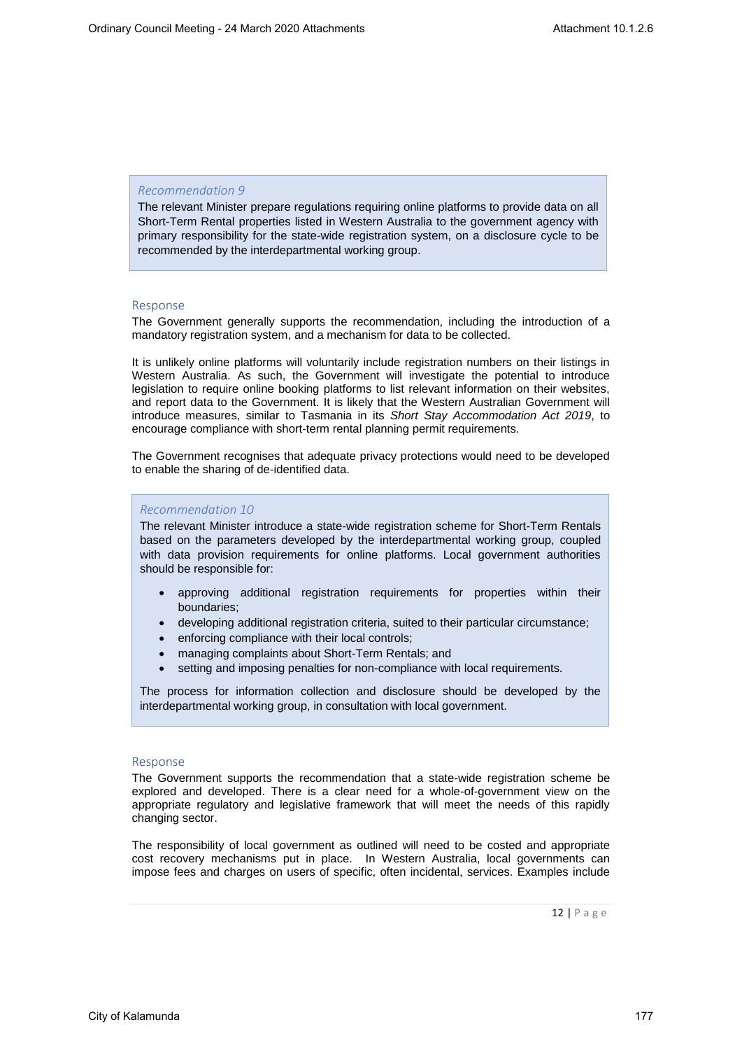*Recommendation 9*

The relevant Minister prepare regulations requiring online platforms to provide data on all Short-Term Rental properties listed in Western Australia to the government agency with primary responsibility for the state-wide registration system, on a disclosure cycle to be recommended by the interdepartmental working group.

### Response

The Government generally supports the recommendation, including the introduction of a mandatory registration system, and a mechanism for data to be collected.

It is unlikely online platforms will voluntarily include registration numbers on their listings in Western Australia. As such, the Government will investigate the potential to introduce legislation to require online booking platforms to list relevant information on their websites, and report data to the Government. It is likely that the Western Australian Government will introduce measures, similar to Tasmania in its *Short Stay Accommodation Act 2019*, to encourage compliance with short-term rental planning permit requirements.

The Government recognises that adequate privacy protections would need to be developed to enable the sharing of de-identified data.

*Recommendation 10*

The relevant Minister introduce a state-wide registration scheme for Short-Term Rentals based on the parameters developed by the interdepartmental working group, coupled with data provision requirements for online platforms. Local government authorities should be responsible for:

- approving additional registration requirements for properties within their boundaries;
- developing additional registration criteria, suited to their particular circumstance;
- enforcing compliance with their local controls;
- managing complaints about Short-Term Rentals; and
- setting and imposing penalties for non-compliance with local requirements.

The process for information collection and disclosure should be developed by the interdepartmental working group, in consultation with local government.

### Response

The Government supports the recommendation that a state-wide registration scheme be explored and developed. There is a clear need for a whole-of-government view on the appropriate regulatory and legislative framework that will meet the needs of this rapidly changing sector.

The responsibility of local government as outlined will need to be costed and appropriate cost recovery mechanisms put in place. In Western Australia, local governments can impose fees and charges on users of specific, often incidental, services. Examples include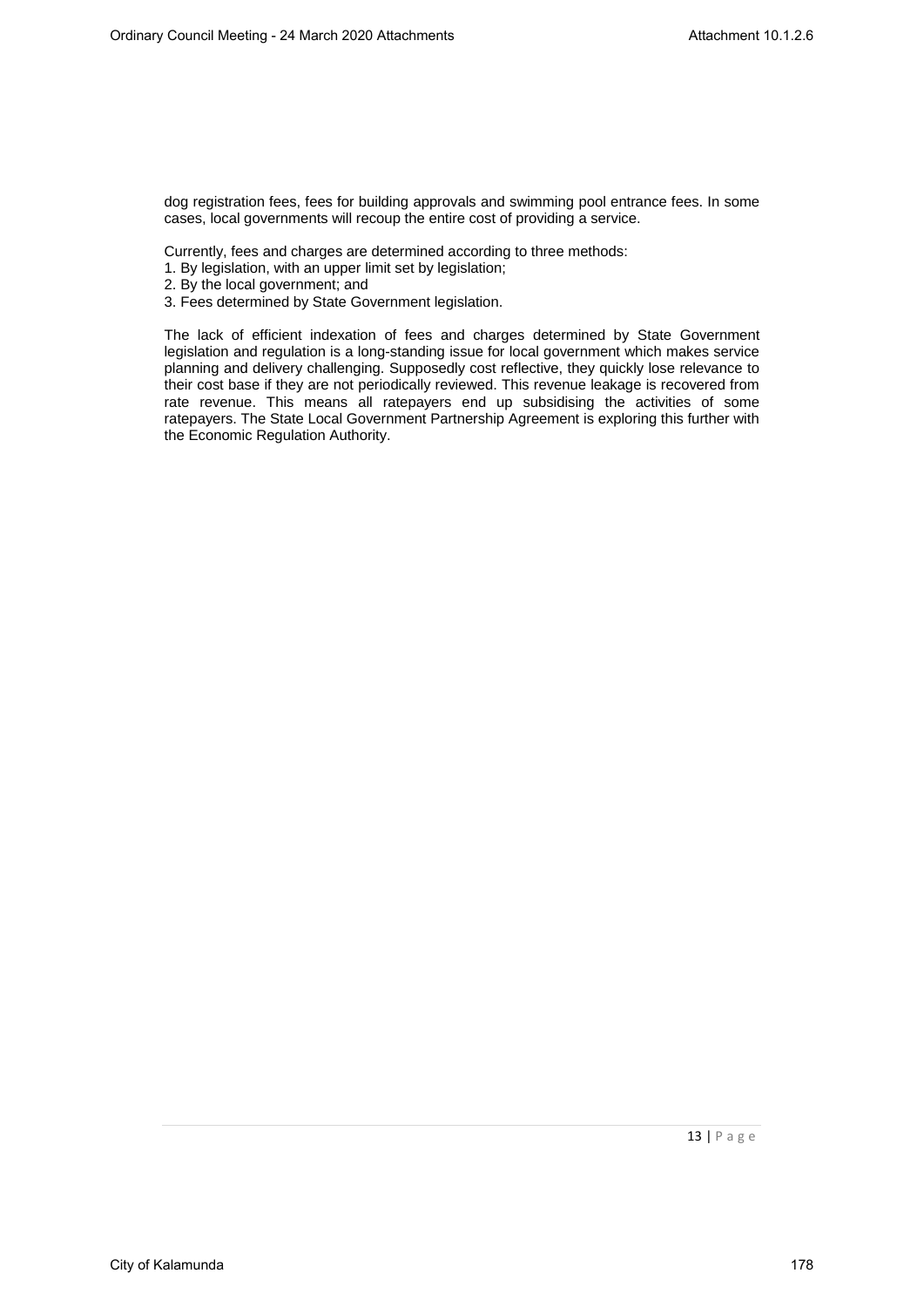dog registration fees, fees for building approvals and swimming pool entrance fees. In some cases, local governments will recoup the entire cost of providing a service.

Currently, fees and charges are determined according to three methods:

1. By legislation, with an upper limit set by legislation;
2. By the local government; and
3. Fees determined by State Government legislation.

The lack of efficient indexation of fees and charges determined by State Government legislation and regulation is a long-standing issue for local government which makes service planning and delivery challenging. Supposedly cost reflective, they quickly lose relevance to their cost base if they are not periodically reviewed. This revenue leakage is recovered from rate revenue. This means all ratepayers end up subsidising the activities of some ratepayers. The State Local Government Partnership Agreement is exploring this further with the Economic Regulation Authority.